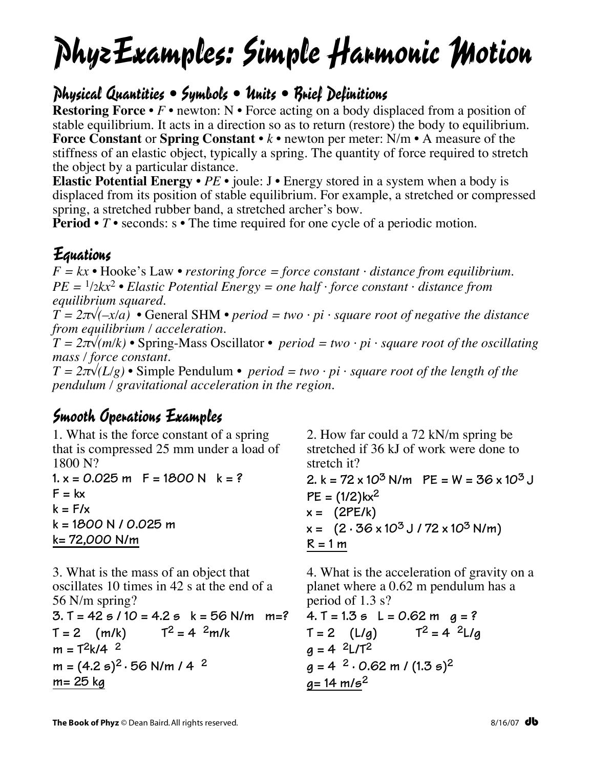# PhyzExamples: Simple Harmonic Motion

## Physical Quantities • Symbols • Units • Brief Definitions

**Restoring Force** • $F$ • newton: N • Force acting on a body displaced from a position of stable equilibrium. It acts in a direction so as to return (restore) the body to equilibrium.
**Force Constant** or **Spring Constant** • $k$ • newton per meter: N/m • A measure of the stiffness of an elastic object, typically a spring. The quantity of force required to stretch the object by a particular distance.
**Elastic Potential Energy** • $PE$ • joule: J • Energy stored in a system when a body is displaced from its position of stable equilibrium. For example, a stretched or compressed spring, a stretched rubber band, a stretched archer's bow.
**Period** • $T$ • seconds: s • The time required for one cycle of a periodic motion.

## Equations

$F = kx$ • Hooke's Law • *restoring force = force constant · distance from equilibrium.*
$PE = \frac{1}{2}kx^2$ • Elastic Potential Energy • *one half · force constant · distance from equilibrium squared.*
$T = 2\pi\sqrt{(-x/a)}$ • General SHM • *period = two · pi · square root of negative the distance from equilibrium / acceleration.*
$T = 2\pi\sqrt{(m/k)}$ • Spring-Mass Oscillator • *period = two · pi · square root of the oscillating mass / force constant.*
$T = 2\pi\sqrt{(L/g)}$ • Simple Pendulum • *period = two · pi · square root of the length of the pendulum / gravitational acceleration in the region.*

## Smooth Operations Examples

1. What is the force constant of a spring that is compressed 25 mm under a load of 1800 N?

1. x = 0.025 m   F = 1800 N   k = ?
F = kx
k = F/x
k = 1800 N / 0.025 m
<u>k= 72,000 N/m</u>

2. How far could a 72 kN/m spring be stretched if 36 kJ of work were done to stretch it?

2. k = 72 x 10$^3$ N/m   PE = W = 36 x 10$^3$ J
PE = (1/2)kx$^2$
x = (2PE/k)
x = (2 · 36 x 10$^3$ J / 72 x 10$^3$ N/m)
<u>R = 1 m</u>

3. What is the mass of an object that oscillates 10 times in 42 s at the end of a 56 N/m spring?

3. T = 42 s / 10 = 4.2 s   k = 56 N/m   m=?
T = 2 (m/k)   T$^2$ = 4 $^2$m/k
m = T$^2$k/4 $^2$
m = (4.2 s)$^2$ · 56 N/m / 4 $^2$
<u>m= 25 kg</u>

4. What is the acceleration of gravity on a planet where a 0.62 m pendulum has a period of 1.3 s?

4. T = 1.3 s   L = 0.62 m   g = ?
T = 2 (L/g)   T$^2$ = 4 $^2$L/g
g = 4 $^2$L/T$^2$
g = 4 $^2$ · 0.62 m / (1.3 s)$^2$
<u>g= 14 m/s$^2$</u>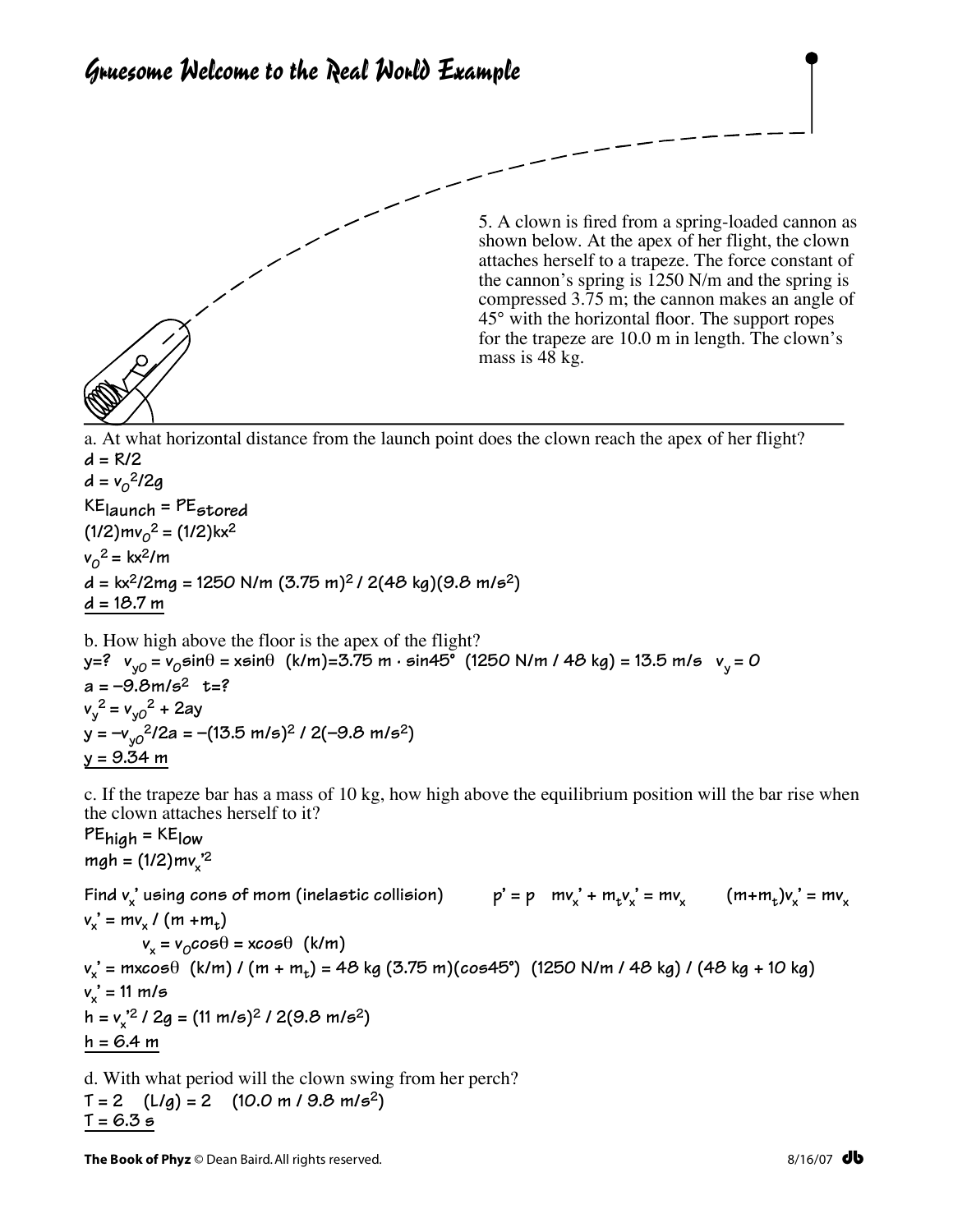# Gruesome Welcome to the Real World Example

5. A clown is fired from a spring-loaded cannon as shown below. At the apex of her flight, the clown attaches herself to a trapeze. The force constant of the cannon's spring is 1250 N/m and the spring is compressed 3.75 m; the cannon makes an angle of 45° with the horizontal floor. The support ropes for the trapeze are 10.0 m in length. The clown's mass is 48 kg.

a. At what horizontal distance from the launch point does the clown reach the apex of her flight?

$d = R/2$

$d = v_0^2/2g$

$KE_{launch} = PE_{stored}$

$(1/2)mv_0^2 = (1/2)kx^2$

$v_0^2 = kx^2/m$

$d = kx^2/2mg = 1250 \text{ N/m } (3.75 \text{ m})^2 / 2(48 \text{ kg})(9.8 \text{ m/s}^2)$

$\underline{d = 18.7 \text{ m}}$

b. How high above the floor is the apex of the flight?

$y = ?$ $v_{y0} = v_0\sin\theta = x\sin\theta \sqrt{(k/m)} = 3.75 \text{ m} \cdot \sin 45° \sqrt{(1250 \text{ N/m} / 48 \text{ kg})} = 13.5 \text{ m/s}$ $v_y = 0$

$a = -9.8 \text{m/s}^2$ $t = ?$

$v_y^2 = v_{y0}^2 + 2ay$

$y = -v_{y0}^2/2a = -(13.5 \text{ m/s})^2 / 2(-9.8 \text{ m/s}^2)$

$\underline{y = 9.34 \text{ m}}$

c. If the trapeze bar has a mass of 10 kg, how high above the equilibrium position will the bar rise when the clown attaches herself to it?

$PE_{high} = KE_{low}$

$mgh = (1/2)mv_x'^2$

Find $v_x'$ using cons of mom (inelastic collision) $p' = p$ $mv_x' + m_tv_x' = mv_x$ $(m+m_t)v_x' = mv_x$

$v_x' = mv_x / (m + m_t)$

$v_x = v_0\cos\theta = x\cos\theta \sqrt{(k/m)}$

$v_x' = mx\cos\theta \sqrt{(k/m)} / (m + m_t) = 48 \text{ kg } (3.75 \text{ m})(\cos 45°) \sqrt{(1250 \text{ N/m} / 48 \text{ kg})} / (48 \text{ kg} + 10 \text{ kg})$

$v_x' = 11 \text{ m/s}$

$h = v_x'^2 / 2g = (11 \text{ m/s})^2 / 2(9.8 \text{ m/s}^2)$

$\underline{h = 6.4 \text{ m}}$

d. With what period will the clown swing from her perch?

$T = 2\pi\sqrt{(L/g)} = 2\pi\sqrt{(10.0 \text{ m} / 9.8 \text{ m/s}^2)}$

$\underline{T = 6.3 \text{ s}}$